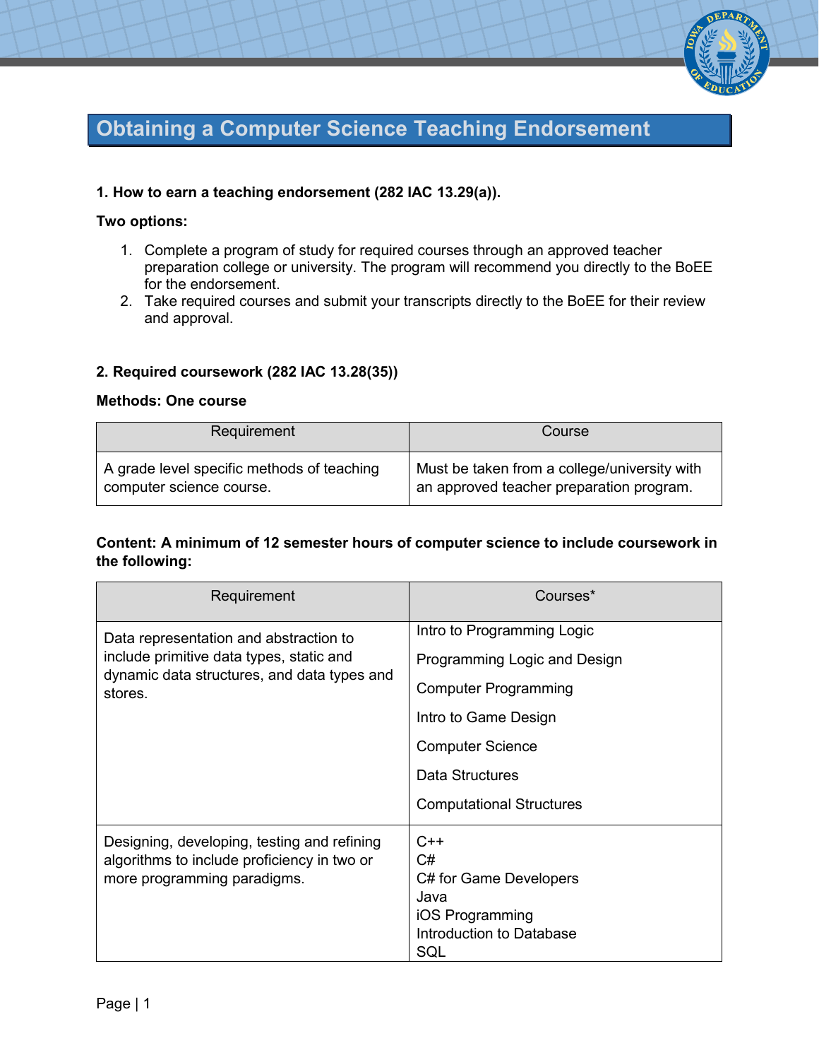# Obtaining a Computer Science Teaching Endorsement

**1. How to earn a teaching endorsement (282 IAC 13.29(a)).**

**Two options:**

1. Complete a program of study for required courses through an approved teacher preparation college or university. The program will recommend you directly to the BoEE for the endorsement.
2. Take required courses and submit your transcripts directly to the BoEE for their review and approval.

**2. Required coursework (282 IAC 13.28(35))**

**Methods: One course**

| Requirement | Course |
| --- | --- |
| A grade level specific methods of teaching computer science course. | Must be taken from a college/university with an approved teacher preparation program. |

**Content: A minimum of 12 semester hours of computer science to include coursework in the following:**

| Requirement | Courses* |
| --- | --- |
| Data representation and abstraction to include primitive data types, static and dynamic data structures, and data types and stores. | Intro to Programming Logic<br>Programming Logic and Design<br>Computer Programming<br>Intro to Game Design<br>Computer Science<br>Data Structures<br>Computational Structures |
| Designing, developing, testing and refining algorithms to include proficiency in two or more programming paradigms. | C++<br>C#<br>C# for Game Developers<br>Java<br>iOS Programming<br>Introduction to Database<br>SQL |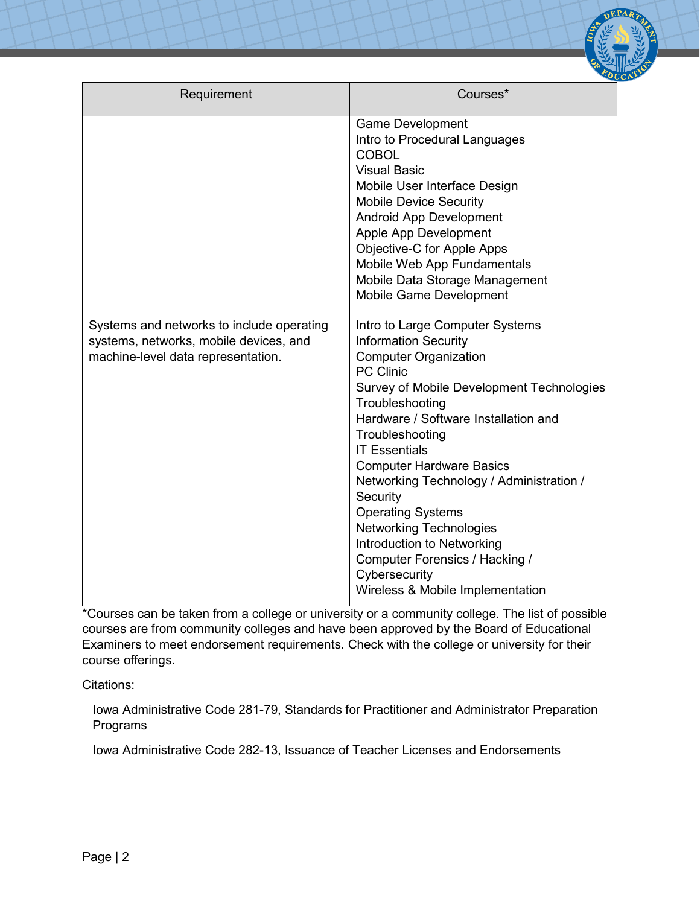| Requirement | Courses* |
|---|---|
| | Game Development<br>Intro to Procedural Languages<br>COBOL<br>Visual Basic<br>Mobile User Interface Design<br>Mobile Device Security<br>Android App Development<br>Apple App Development<br>Objective-C for Apple Apps<br>Mobile Web App Fundamentals<br>Mobile Data Storage Management<br>Mobile Game Development |
| Systems and networks to include operating systems, networks, mobile devices, and machine-level data representation. | Intro to Large Computer Systems<br>Information Security<br>Computer Organization<br>PC Clinic<br>Survey of Mobile Development Technologies<br>Troubleshooting<br>Hardware / Software Installation and Troubleshooting<br>IT Essentials<br>Computer Hardware Basics<br>Networking Technology / Administration / Security<br>Operating Systems<br>Networking Technologies<br>Introduction to Networking<br>Computer Forensics / Hacking / Cybersecurity<br>Wireless & Mobile Implementation |

*Courses can be taken from a college or university or a community college. The list of possible courses are from community colleges and have been approved by the Board of Educational Examiners to meet endorsement requirements. Check with the college or university for their course offerings.

Citations:

Iowa Administrative Code 281-79, Standards for Practitioner and Administrator Preparation Programs

Iowa Administrative Code 282-13, Issuance of Teacher Licenses and Endorsements